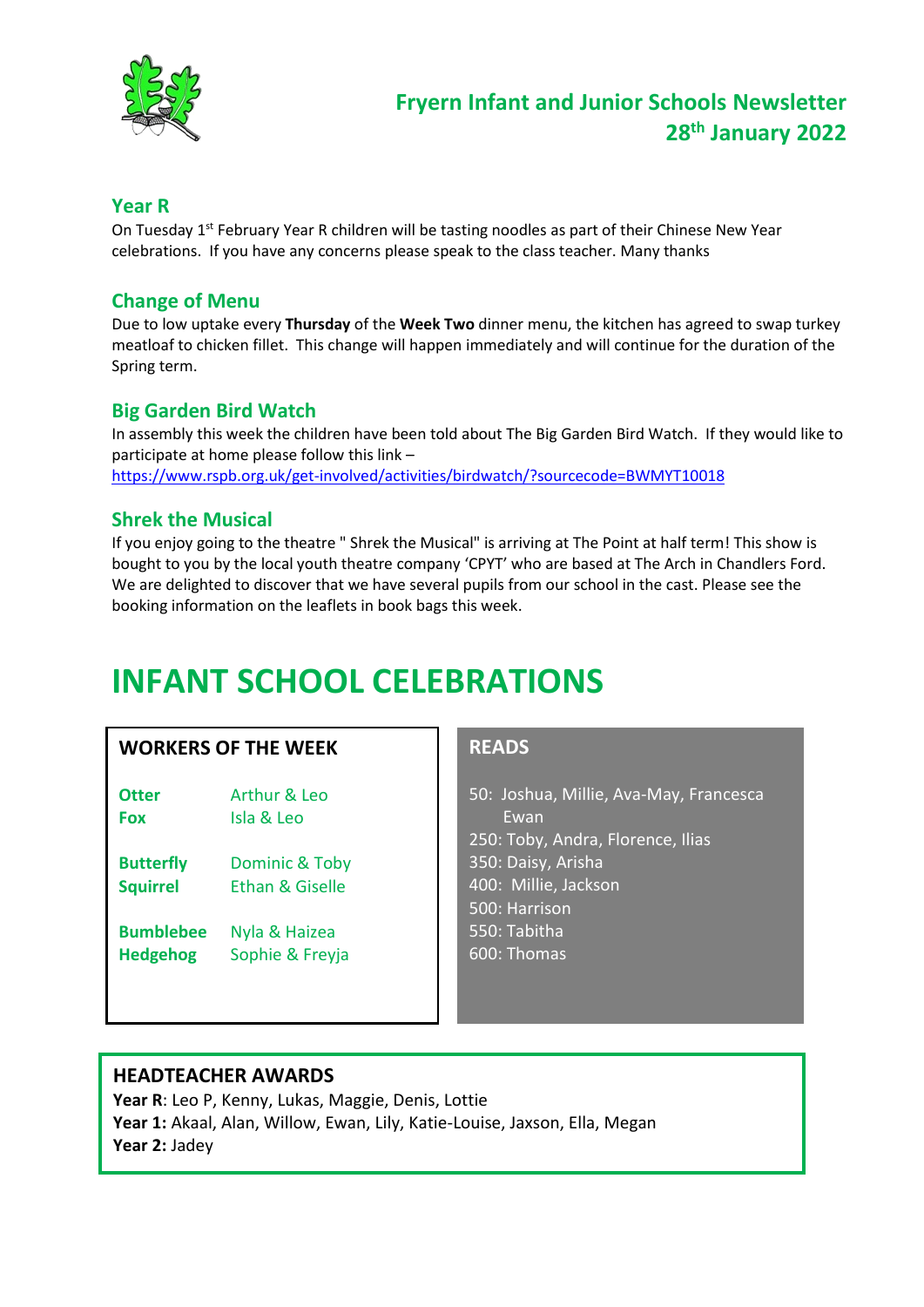# Fryern Infant and Junior Schools Newsletter 28th January 2022

## Year R

On Tuesday 1st February Year R children will be tasting noodles as part of their Chinese New Year celebrations. If you have any concerns please speak to the class teacher. Many thanks

## Change of Menu

Due to low uptake every **Thursday** of the **Week Two** dinner menu, the kitchen has agreed to swap turkey meatloaf to chicken fillet. This change will happen immediately and will continue for the duration of the Spring term.

## Big Garden Bird Watch

In assembly this week the children have been told about The Big Garden Bird Watch. If they would like to participate at home please follow this link – https://www.rspb.org.uk/get-involved/activities/birdwatch/?sourcecode=BWMYT10018

## Shrek the Musical

If you enjoy going to the theatre " Shrek the Musical" is arriving at The Point at half term! This show is bought to you by the local youth theatre company 'CPYT' who are based at The Arch in Chandlers Ford. We are delighted to discover that we have several pupils from our school in the cast. Please see the booking information on the leaflets in book bags this week.

# INFANT SCHOOL CELEBRATIONS

### WORKERS OF THE WEEK

| Class | Names |
| --- | --- |
| Otter | Arthur & Leo |
| Fox | Isla & Leo |
| Butterfly | Dominic & Toby |
| Squirrel | Ethan & Giselle |
| Bumblebee | Nyla & Haizea |
| Hedgehog | Sophie & Freyja |

### READS

50: Joshua, Millie, Ava-May, Francesca Ewan
250: Toby, Andra, Florence, Ilias
350: Daisy, Arisha
400: Millie, Jackson
500: Harrison
550: Tabitha
600: Thomas

### HEADTEACHER AWARDS

**Year R**: Leo P, Kenny, Lukas, Maggie, Denis, Lottie
**Year 1:** Akaal, Alan, Willow, Ewan, Lily, Katie-Louise, Jaxson, Ella, Megan
**Year 2:** Jadey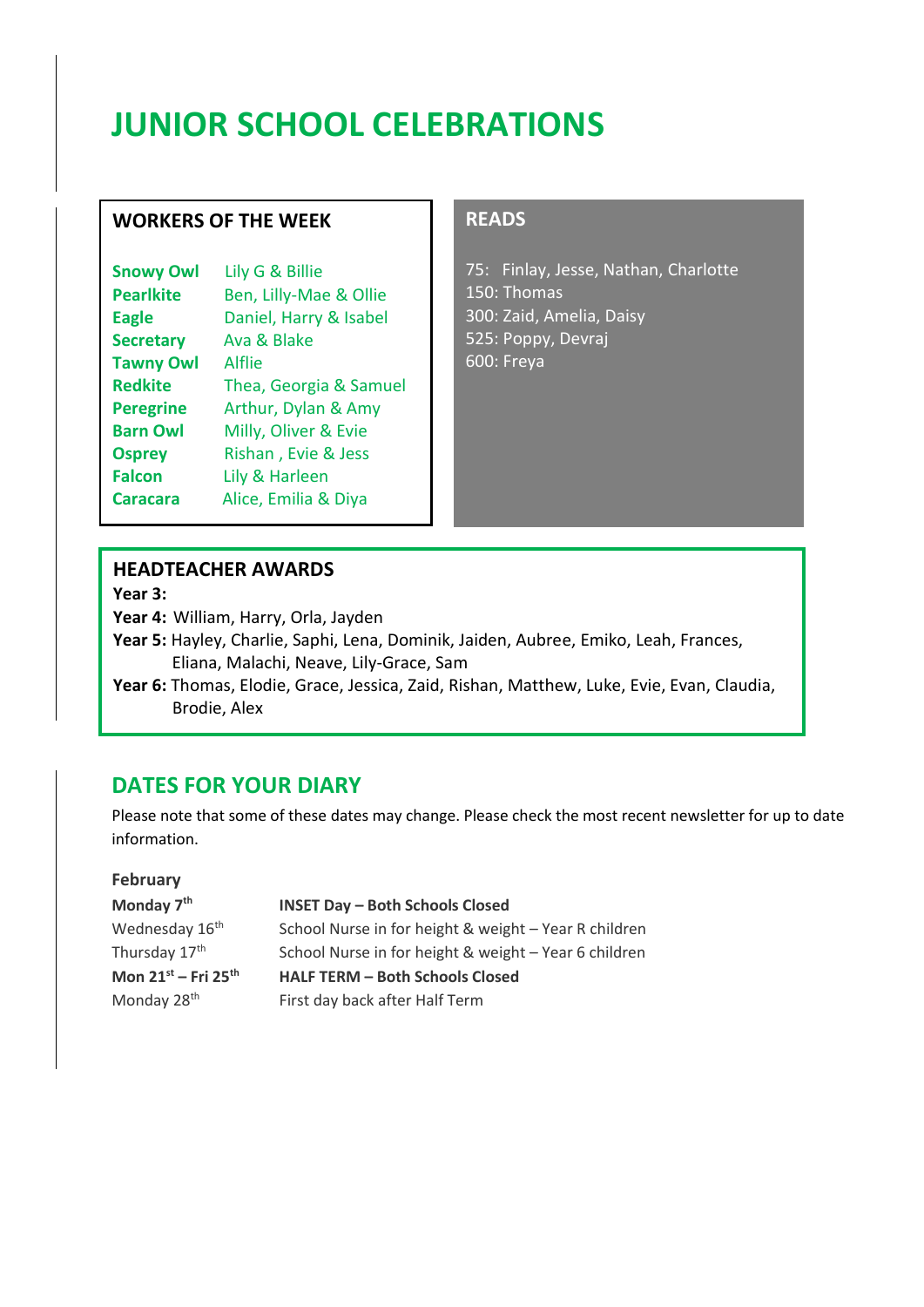# JUNIOR SCHOOL CELEBRATIONS

## WORKERS OF THE WEEK

| | |
|---|---|
| **Snowy Owl** | Lily G & Billie |
| **Pearlkite** | Ben, Lilly-Mae & Ollie |
| **Eagle** | Daniel, Harry & Isabel |
| **Secretary** | Ava & Blake |
| **Tawny Owl** | Alflie |
| **Redkite** | Thea, Georgia & Samuel |
| **Peregrine** | Arthur, Dylan & Amy |
| **Barn Owl** | Milly, Oliver & Evie |
| **Osprey** | Rishan , Evie & Jess |
| **Falcon** | Lily & Harleen |
| **Caracara** | Alice, Emilia & Diya |

## READS

75: Finlay, Jesse, Nathan, Charlotte
150: Thomas
300: Zaid, Amelia, Daisy
525: Poppy, Devraj
600: Freya

## HEADTEACHER AWARDS

**Year 3:**
**Year 4:** William, Harry, Orla, Jayden
**Year 5:** Hayley, Charlie, Saphi, Lena, Dominik, Jaiden, Aubree, Emiko, Leah, Frances, Eliana, Malachi, Neave, Lily-Grace, Sam
**Year 6:** Thomas, Elodie, Grace, Jessica, Zaid, Rishan, Matthew, Luke, Evie, Evan, Claudia, Brodie, Alex

## DATES FOR YOUR DIARY

Please note that some of these dates may change. Please check the most recent newsletter for up to date information.

**February**

| | |
|---|---|
| **Monday 7th** | **INSET Day – Both Schools Closed** |
| Wednesday 16th | School Nurse in for height & weight – Year R children |
| Thursday 17th | School Nurse in for height & weight – Year 6 children |
| **Mon 21st – Fri 25th** | **HALF TERM – Both Schools Closed** |
| Monday 28th | First day back after Half Term |